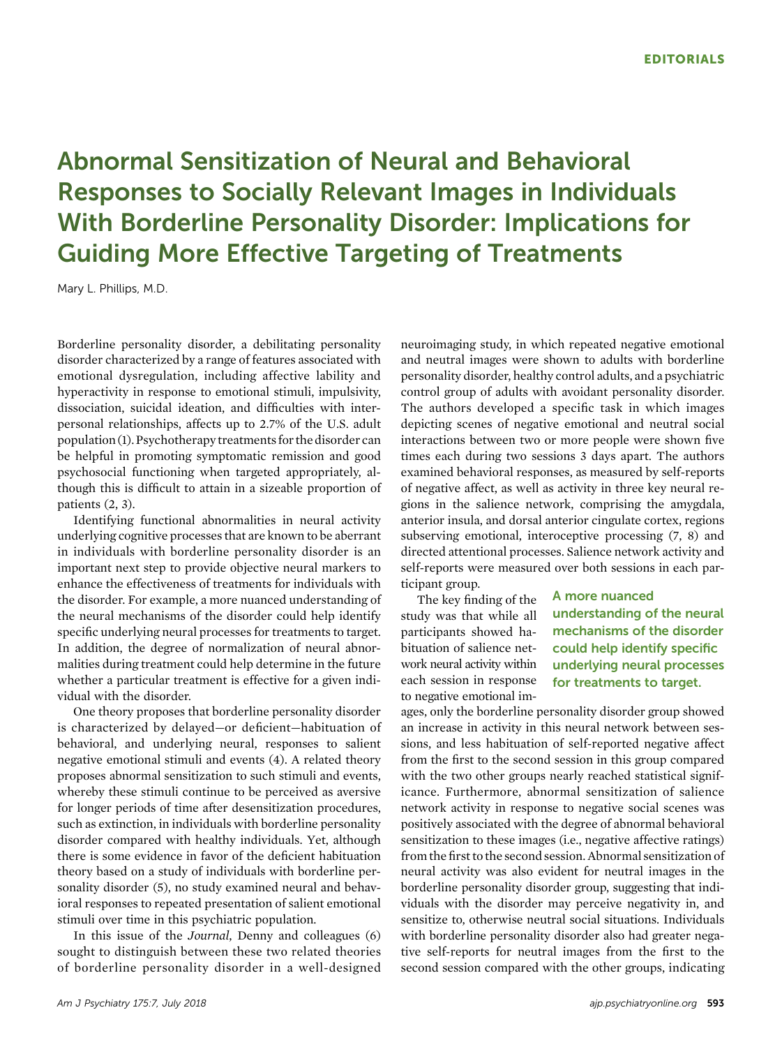# Abnormal Sensitization of Neural and Behavioral Responses to Socially Relevant Images in Individuals With Borderline Personality Disorder: Implications for Guiding More Effective Targeting of Treatments

Mary L. Phillips, M.D.

Borderline personality disorder, a debilitating personality disorder characterized by a range of features associated with emotional dysregulation, including affective lability and hyperactivity in response to emotional stimuli, impulsivity, dissociation, suicidal ideation, and difficulties with interpersonal relationships, affects up to 2.7% of the U.S. adult population (1). Psychotherapy treatments for the disorder can be helpful in promoting symptomatic remission and good psychosocial functioning when targeted appropriately, although this is difficult to attain in a sizeable proportion of patients (2, 3).

Identifying functional abnormalities in neural activity underlying cognitive processes that are known to be aberrant in individuals with borderline personality disorder is an important next step to provide objective neural markers to enhance the effectiveness of treatments for individuals with the disorder. For example, a more nuanced understanding of the neural mechanisms of the disorder could help identify specific underlying neural processes for treatments to target. In addition, the degree of normalization of neural abnormalities during treatment could help determine in the future whether a particular treatment is effective for a given individual with the disorder.

One theory proposes that borderline personality disorder is characterized by delayed—or deficient—habituation of behavioral, and underlying neural, responses to salient negative emotional stimuli and events (4). A related theory proposes abnormal sensitization to such stimuli and events, whereby these stimuli continue to be perceived as aversive for longer periods of time after desensitization procedures, such as extinction, in individuals with borderline personality disorder compared with healthy individuals. Yet, although there is some evidence in favor of the deficient habituation theory based on a study of individuals with borderline personality disorder (5), no study examined neural and behavioral responses to repeated presentation of salient emotional stimuli over time in this psychiatric population.

In this issue of the *Journal*, Denny and colleagues (6) sought to distinguish between these two related theories of borderline personality disorder in a well-designed neuroimaging study, in which repeated negative emotional and neutral images were shown to adults with borderline personality disorder, healthy control adults, and a psychiatric control group of adults with avoidant personality disorder. The authors developed a specific task in which images depicting scenes of negative emotional and neutral social interactions between two or more people were shown five times each during two sessions 3 days apart. The authors examined behavioral responses, as measured by self-reports of negative affect, as well as activity in three key neural regions in the salience network, comprising the amygdala, anterior insula, and dorsal anterior cingulate cortex, regions subserving emotional, interoceptive processing (7, 8) and directed attentional processes. Salience network activity and self-reports were measured over both sessions in each participant group.

**A more nuanced understanding of the neural mechanisms of the disorder could help identify specific underlying neural processes for treatments to target.**

The key finding of the study was that while all participants showed habituation of salience network neural activity within each session in response to negative emotional images, only the borderline personality disorder group showed an increase in activity in this neural network between sessions, and less habituation of self-reported negative affect from the first to the second session in this group compared with the two other groups nearly reached statistical significance. Furthermore, abnormal sensitization of salience network activity in response to negative social scenes was positively associated with the degree of abnormal behavioral sensitization to these images (i.e., negative affective ratings) from the first to the second session. Abnormal sensitization of neural activity was also evident for neutral images in the borderline personality disorder group, suggesting that individuals with the disorder may perceive negativity in, and sensitize to, otherwise neutral social situations. Individuals with borderline personality disorder also had greater negative self-reports for neutral images from the first to the second session compared with the other groups, indicating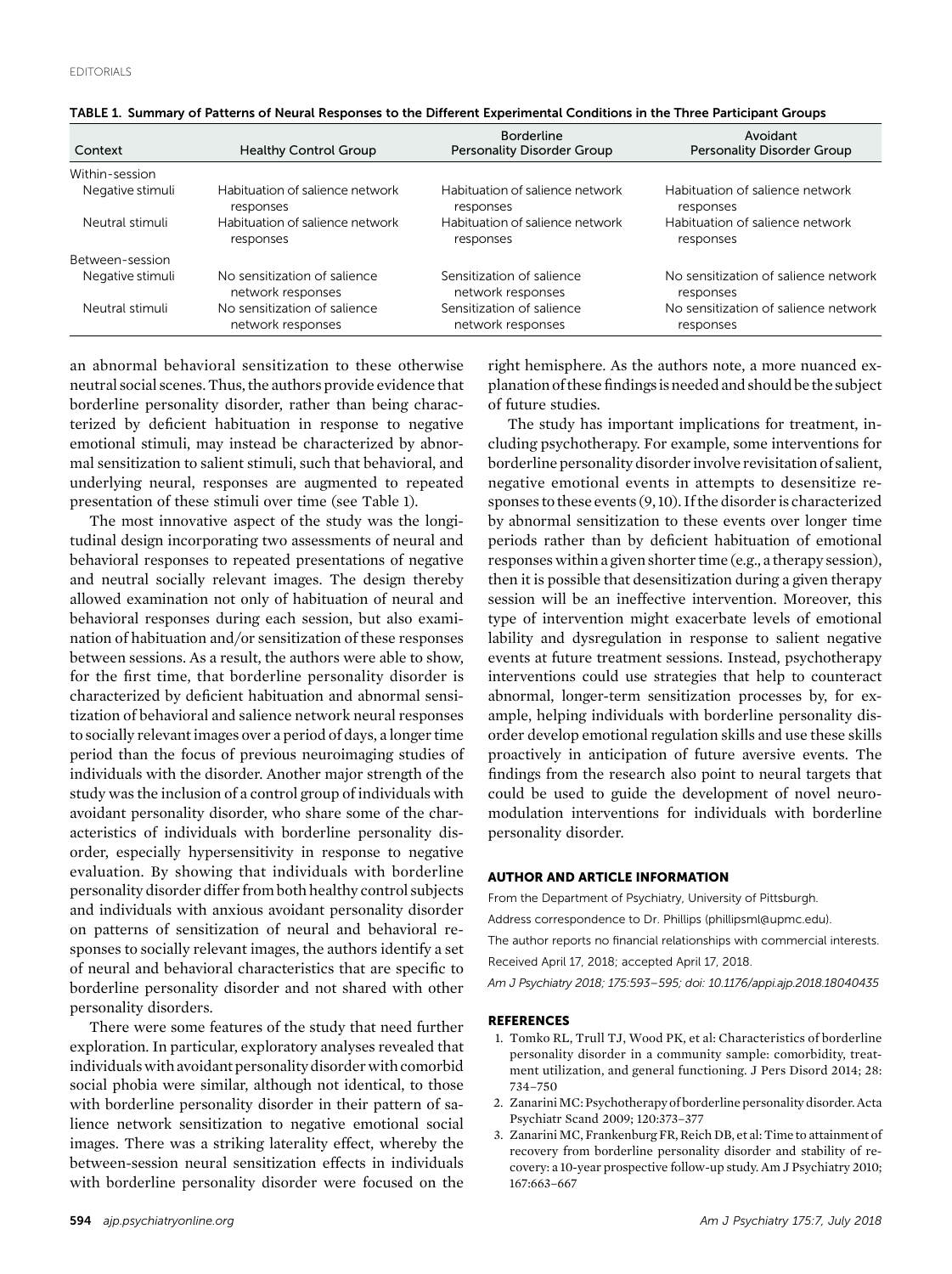TABLE 1. Summary of Patterns of Neural Responses to the Different Experimental Conditions in the Three Participant Groups

| Context | Healthy Control Group | Borderline Personality Disorder Group | Avoidant Personality Disorder Group |
|---|---|---|---|
| Within-session | | | |
| Negative stimuli | Habituation of salience network responses | Habituation of salience network responses | Habituation of salience network responses |
| Neutral stimuli | Habituation of salience network responses | Habituation of salience network responses | Habituation of salience network responses |
| Between-session | | | |
| Negative stimuli | No sensitization of salience network responses | Sensitization of salience network responses | No sensitization of salience network responses |
| Neutral stimuli | No sensitization of salience network responses | Sensitization of salience network responses | No sensitization of salience network responses |

an abnormal behavioral sensitization to these otherwise neutral social scenes. Thus, the authors provide evidence that borderline personality disorder, rather than being characterized by deficient habituation in response to negative emotional stimuli, may instead be characterized by abnormal sensitization to salient stimuli, such that behavioral, and underlying neural, responses are augmented to repeated presentation of these stimuli over time (see Table 1).

The most innovative aspect of the study was the longitudinal design incorporating two assessments of neural and behavioral responses to repeated presentations of negative and neutral socially relevant images. The design thereby allowed examination not only of habituation of neural and behavioral responses during each session, but also examination of habituation and/or sensitization of these responses between sessions. As a result, the authors were able to show, for the first time, that borderline personality disorder is characterized by deficient habituation and abnormal sensitization of behavioral and salience network neural responses to socially relevant images over a period of days, a longer time period than the focus of previous neuroimaging studies of individuals with the disorder. Another major strength of the study was the inclusion of a control group of individuals with avoidant personality disorder, who share some of the characteristics of individuals with borderline personality disorder, especially hypersensitivity in response to negative evaluation. By showing that individuals with borderline personality disorder differ from both healthy control subjects and individuals with anxious avoidant personality disorder on patterns of sensitization of neural and behavioral responses to socially relevant images, the authors identify a set of neural and behavioral characteristics that are specific to borderline personality disorder and not shared with other personality disorders.

There were some features of the study that need further exploration. In particular, exploratory analyses revealed that individuals with avoidant personality disorder with comorbid social phobia were similar, although not identical, to those with borderline personality disorder in their pattern of salience network sensitization to negative emotional social images. There was a striking laterality effect, whereby the between-session neural sensitization effects in individuals with borderline personality disorder were focused on the right hemisphere. As the authors note, a more nuanced explanation of these findings is needed and should be the subject of future studies.

The study has important implications for treatment, including psychotherapy. For example, some interventions for borderline personality disorder involve revisitation of salient, negative emotional events in attempts to desensitize responses to these events (9, 10). If the disorder is characterized by abnormal sensitization to these events over longer time periods rather than by deficient habituation of emotional responses within a given shorter time (e.g., a therapy session), then it is possible that desensitization during a given therapy session will be an ineffective intervention. Moreover, this type of intervention might exacerbate levels of emotional lability and dysregulation in response to salient negative events at future treatment sessions. Instead, psychotherapy interventions could use strategies that help to counteract abnormal, longer-term sensitization processes by, for example, helping individuals with borderline personality disorder develop emotional regulation skills and use these skills proactively in anticipation of future aversive events. The findings from the research also point to neural targets that could be used to guide the development of novel neuromodulation interventions for individuals with borderline personality disorder.

## AUTHOR AND ARTICLE INFORMATION

From the Department of Psychiatry, University of Pittsburgh.

Address correspondence to Dr. Phillips (phillipsml@upmc.edu).

The author reports no financial relationships with commercial interests.

Received April 17, 2018; accepted April 17, 2018.

*Am J Psychiatry 2018; 175:593–595; doi: 10.1176/appi.ajp.2018.18040435*

## REFERENCES

1. Tomko RL, Trull TJ, Wood PK, et al: Characteristics of borderline personality disorder in a community sample: comorbidity, treatment utilization, and general functioning. J Pers Disord 2014; 28: 734–750
2. Zanarini MC: Psychotherapy of borderline personality disorder. Acta Psychiatr Scand 2009; 120:373–377
3. Zanarini MC, Frankenburg FR, Reich DB, et al: Time to attainment of recovery from borderline personality disorder and stability of recovery: a 10-year prospective follow-up study. Am J Psychiatry 2010; 167:663–667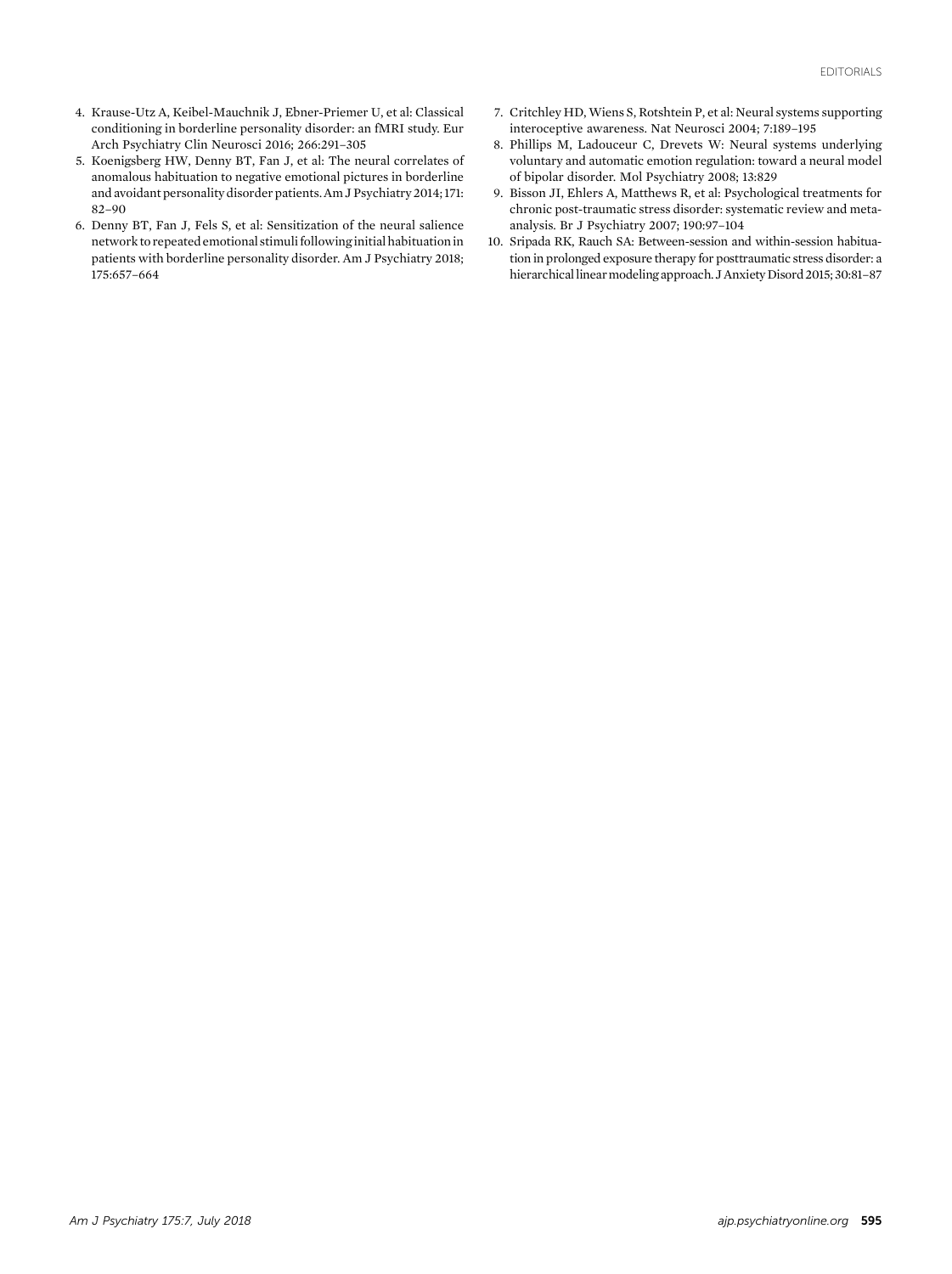4. Krause-Utz A, Keibel-Mauchnik J, Ebner-Priemer U, et al: Classical conditioning in borderline personality disorder: an fMRI study. Eur Arch Psychiatry Clin Neurosci 2016; 266:291–305
5. Koenigsberg HW, Denny BT, Fan J, et al: The neural correlates of anomalous habituation to negative emotional pictures in borderline and avoidant personality disorder patients. Am J Psychiatry 2014; 171: 82–90
6. Denny BT, Fan J, Fels S, et al: Sensitization of the neural salience network to repeated emotional stimuli following initial habituation in patients with borderline personality disorder. Am J Psychiatry 2018; 175:657–664
7. Critchley HD, Wiens S, Rotshtein P, et al: Neural systems supporting interoceptive awareness. Nat Neurosci 2004; 7:189–195
8. Phillips M, Ladouceur C, Drevets W: Neural systems underlying voluntary and automatic emotion regulation: toward a neural model of bipolar disorder. Mol Psychiatry 2008; 13:829
9. Bisson JI, Ehlers A, Matthews R, et al: Psychological treatments for chronic post-traumatic stress disorder: systematic review and meta-analysis. Br J Psychiatry 2007; 190:97–104
10. Sripada RK, Rauch SA: Between-session and within-session habituation in prolonged exposure therapy for posttraumatic stress disorder: a hierarchical linear modeling approach. J Anxiety Disord 2015; 30:81–87